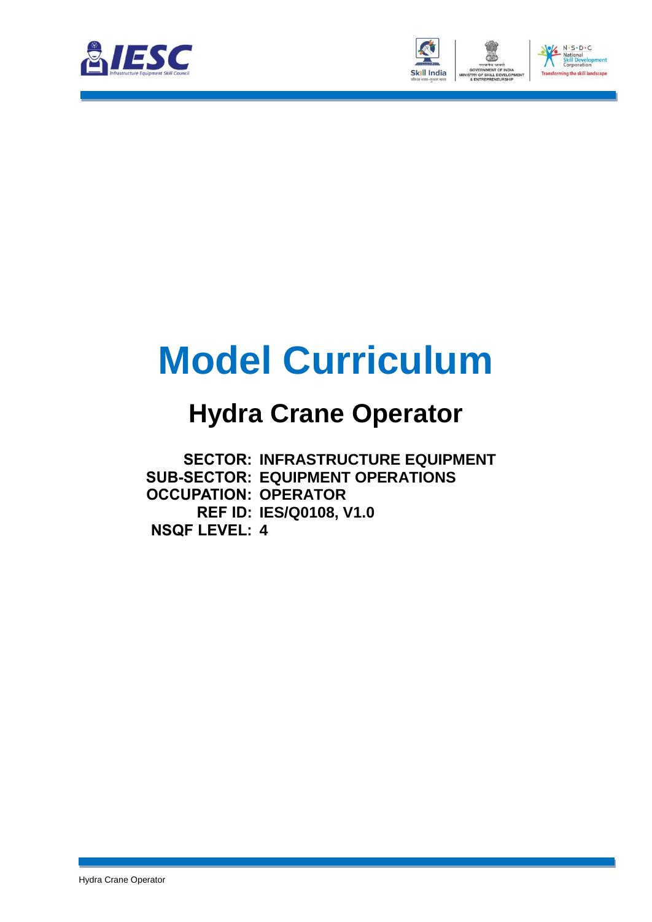# Model Curriculum

## Hydra Crane Operator

**SECTOR:** INFRASTRUCTURE EQUIPMENT
**SUB-SECTOR:** EQUIPMENT OPERATIONS
**OCCUPATION:** OPERATOR
**REF ID:** IES/Q0108, V1.0
**NSQF LEVEL:** 4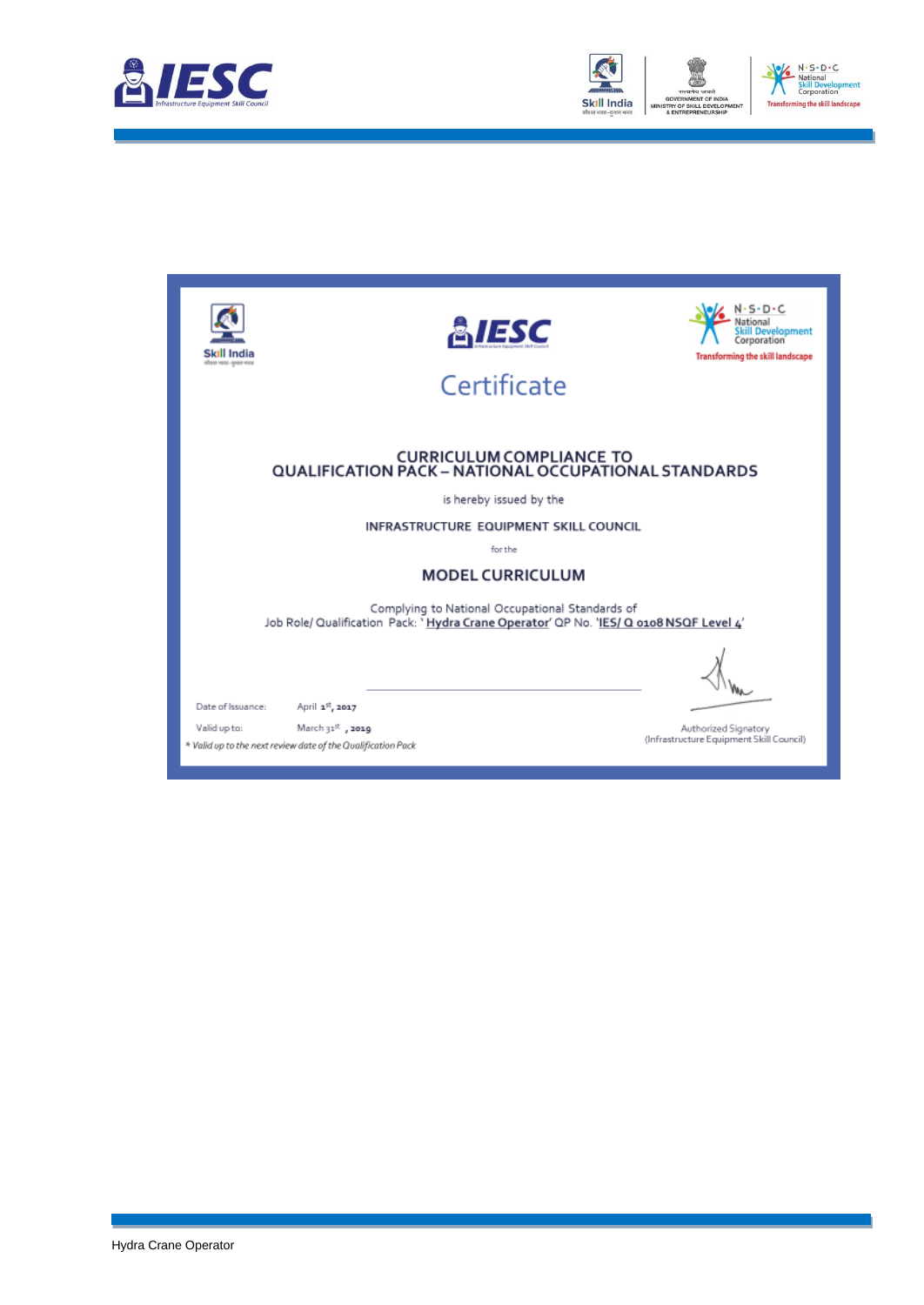# Certificate

## CURRICULUM COMPLIANCE TO QUALIFICATION PACK – NATIONAL OCCUPATIONAL STANDARDS

is hereby issued by the

INFRASTRUCTURE EQUIPMENT SKILL COUNCIL

for the

## MODEL CURRICULUM

Complying to National Occupational Standards of
Job Role/ Qualification Pack: '**Hydra Crane Operator**' QP No. '**IES/ Q 0108 NSQF Level 4**'

Date of Issuance: April 1st, 2017

Valid up to: March 31st, 2019

* *Valid up to the next review date of the Qualification Pack*

Authorized Signatory
(Infrastructure Equipment Skill Council)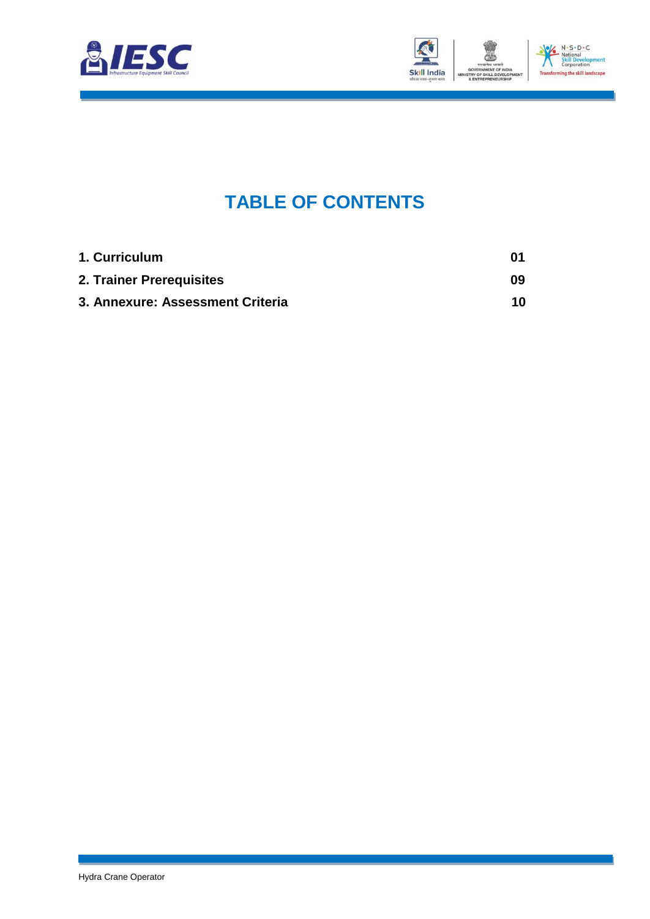# TABLE OF CONTENTS

| | |
|---|---|
| **1. Curriculum** | **01** |
| **2. Trainer Prerequisites** | **09** |
| **3. Annexure: Assessment Criteria** | **10** |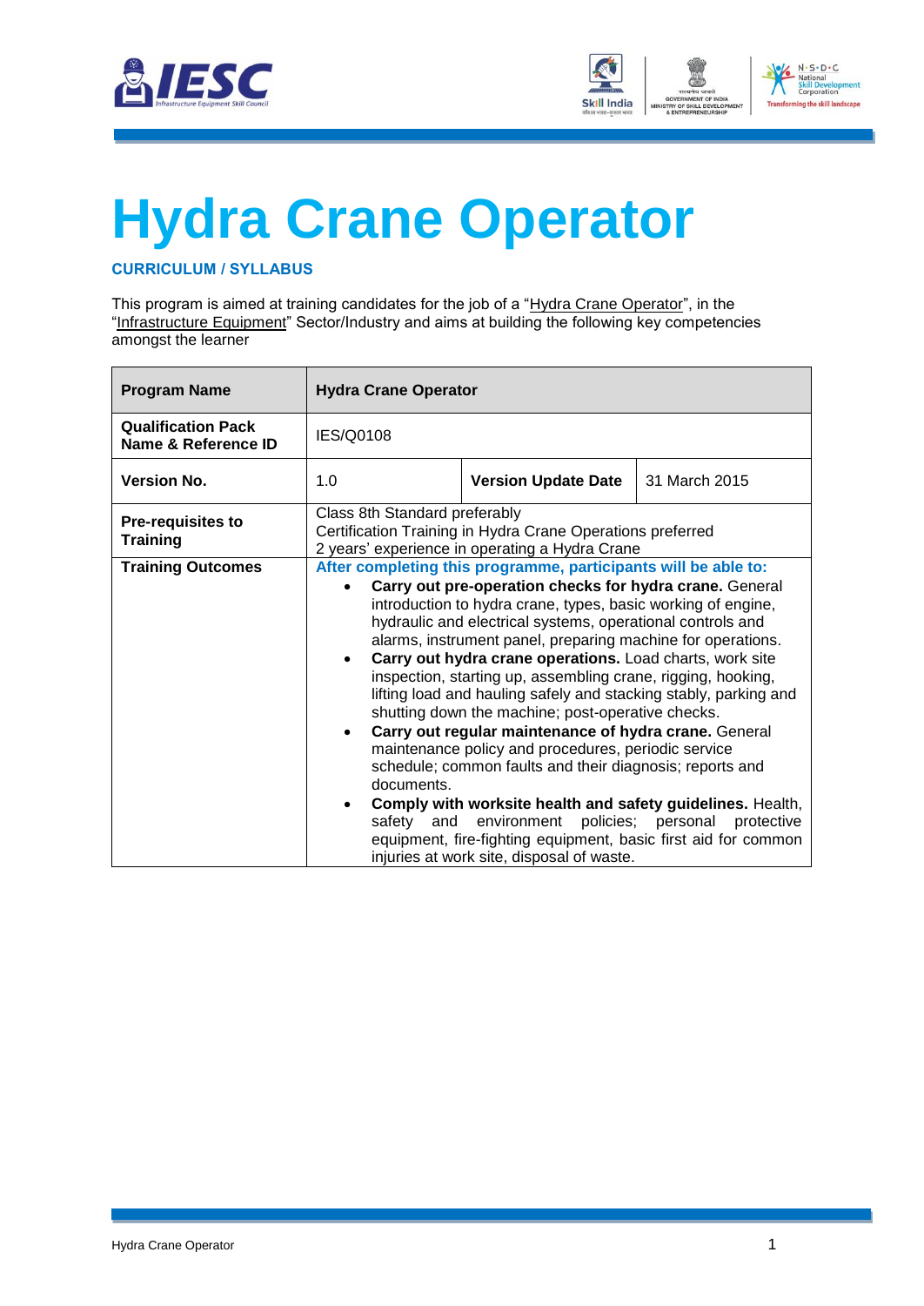# Hydra Crane Operator

**CURRICULUM / SYLLABUS**

This program is aimed at training candidates for the job of a "Hydra Crane Operator", in the "Infrastructure Equipment" Sector/Industry and aims at building the following key competencies amongst the learner

| **Program Name** | **Hydra Crane Operator** | | |
|---|---|---|---|
| **Qualification Pack Name & Reference ID** | IES/Q0108 | | |
| **Version No.** | 1.0 | **Version Update Date** | 31 March 2015 |
| **Pre-requisites to Training** | Class 8th Standard preferably<br>Certification Training in Hydra Crane Operations preferred<br>2 years' experience in operating a Hydra Crane | | |
| **Training Outcomes** | **After completing this programme, participants will be able to:**<br>• **Carry out pre-operation checks for hydra crane.** General introduction to hydra crane, types, basic working of engine, hydraulic and electrical systems, operational controls and alarms, instrument panel, preparing machine for operations.<br>• **Carry out hydra crane operations.** Load charts, work site inspection, starting up, assembling crane, rigging, hooking, lifting load and hauling safely and stacking stably, parking and shutting down the machine; post-operative checks.<br>• **Carry out regular maintenance of hydra crane.** General maintenance policy and procedures, periodic service schedule; common faults and their diagnosis; reports and documents.<br>• **Comply with worksite health and safety guidelines.** Health, safety and environment policies; personal protective equipment, fire-fighting equipment, basic first aid for common injuries at work site, disposal of waste. | | |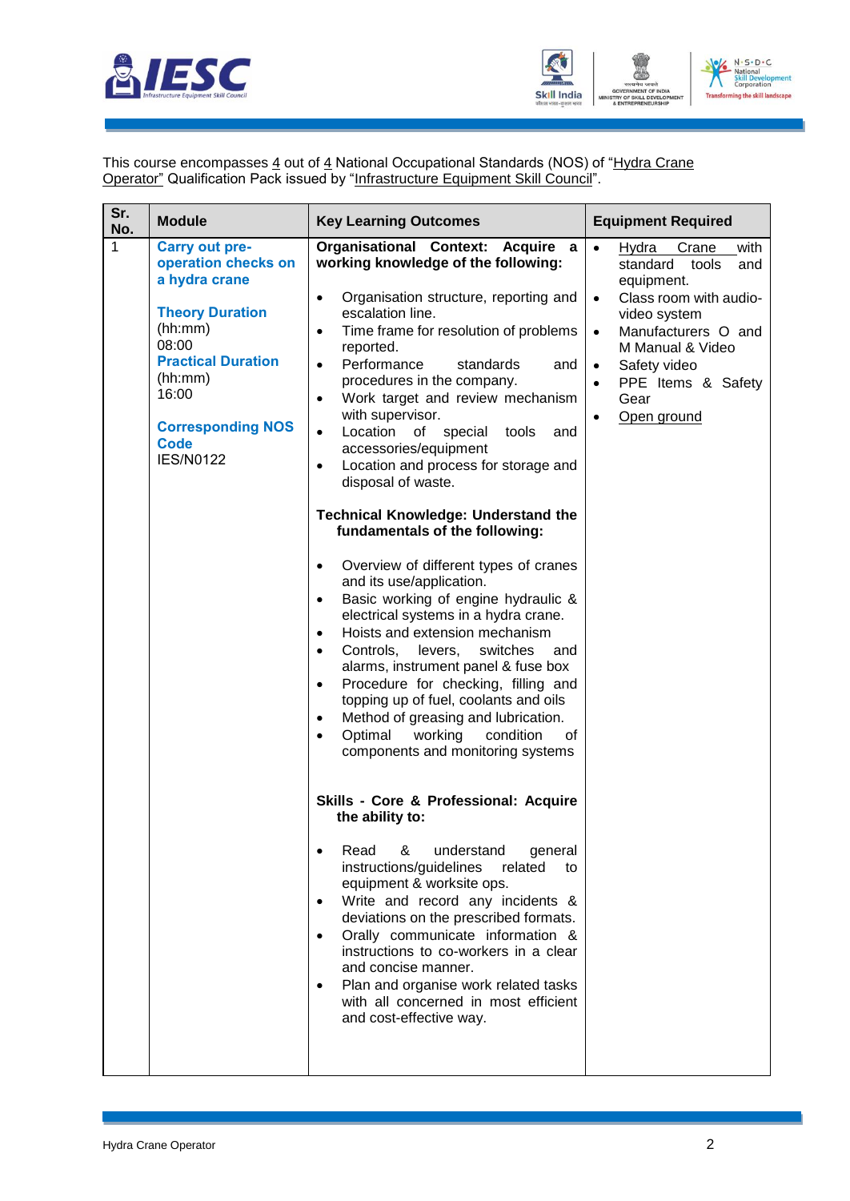This course encompasses 4 out of 4 National Occupational Standards (NOS) of "Hydra Crane Operator" Qualification Pack issued by "Infrastructure Equipment Skill Council".

| Sr. No. | Module | Key Learning Outcomes | Equipment Required |
|---|---|---|---|
| 1 | **Carry out pre-operation checks on a hydra crane**<br><br>**Theory Duration** (hh:mm)<br>08:00<br>**Practical Duration** (hh:mm)<br>16:00<br><br>**Corresponding NOS Code**<br>IES/N0122 | **Organisational Context: Acquire a working knowledge of the following:**<br><br>• Organisation structure, reporting and escalation line.<br>• Time frame for resolution of problems reported.<br>• Performance standards and procedures in the company.<br>• Work target and review mechanism with supervisor.<br>• Location of special tools and accessories/equipment<br>• Location and process for storage and disposal of waste.<br><br>**Technical Knowledge: Understand the fundamentals of the following:**<br><br>• Overview of different types of cranes and its use/application.<br>• Basic working of engine hydraulic & electrical systems in a hydra crane.<br>• Hoists and extension mechanism<br>• Controls, levers, switches and alarms, instrument panel & fuse box<br>• Procedure for checking, filling and topping up of fuel, coolants and oils<br>• Method of greasing and lubrication.<br>• Optimal working condition of components and monitoring systems<br><br>**Skills - Core & Professional: Acquire the ability to:**<br><br>• Read & understand general instructions/guidelines related to equipment & worksite ops.<br>• Write and record any incidents & deviations on the prescribed formats.<br>• Orally communicate information & instructions to co-workers in a clear and concise manner.<br>• Plan and organise work related tasks with all concerned in most efficient and cost-effective way. | • Hydra Crane with standard tools and equipment.<br>• Class room with audio-video system<br>• Manufacturers O and M Manual & Video<br>• Safety video<br>• PPE Items & Safety Gear<br>• Open ground |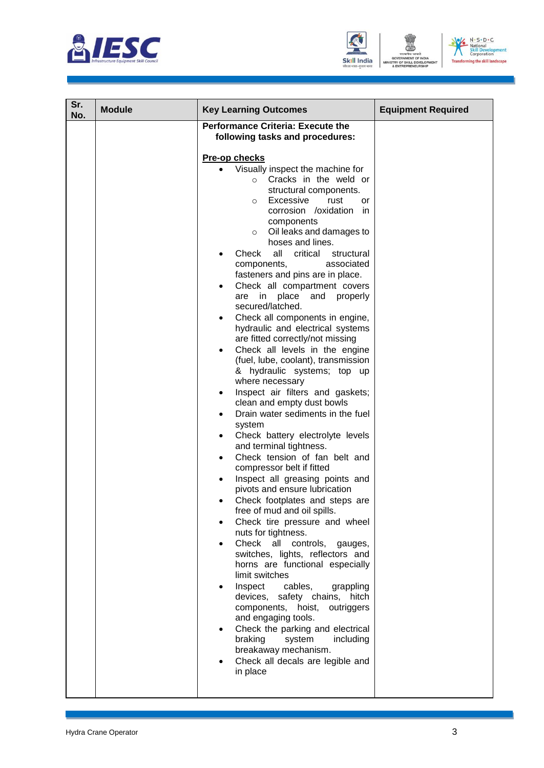| Sr. No. | Module | Key Learning Outcomes | Equipment Required |
|---|---|---|---|
| | | **Performance Criteria: Execute the following tasks and procedures:**<br><br>**Pre-op checks**<br>• Visually inspect the machine for<br>  ○ Cracks in the weld or structural components.<br>  ○ Excessive rust or corrosion /oxidation in components<br>  ○ Oil leaks and damages to hoses and lines.<br>• Check all critical structural components, associated fasteners and pins are in place.<br>• Check all compartment covers are in place and properly secured/latched.<br>• Check all components in engine, hydraulic and electrical systems are fitted correctly/not missing<br>• Check all levels in the engine (fuel, lube, coolant), transmission & hydraulic systems; top up where necessary<br>• Inspect air filters and gaskets; clean and empty dust bowls<br>• Drain water sediments in the fuel system<br>• Check battery electrolyte levels and terminal tightness.<br>• Check tension of fan belt and compressor belt if fitted<br>• Inspect all greasing points and pivots and ensure lubrication<br>• Check footplates and steps are free of mud and oil spills.<br>• Check tire pressure and wheel nuts for tightness.<br>• Check all controls, gauges, switches, lights, reflectors and horns are functional especially limit switches<br>• Inspect cables, grappling devices, safety chains, hitch components, hoist, outriggers and engaging tools.<br>• Check the parking and electrical braking system including breakaway mechanism.<br>• Check all decals are legible and in place | |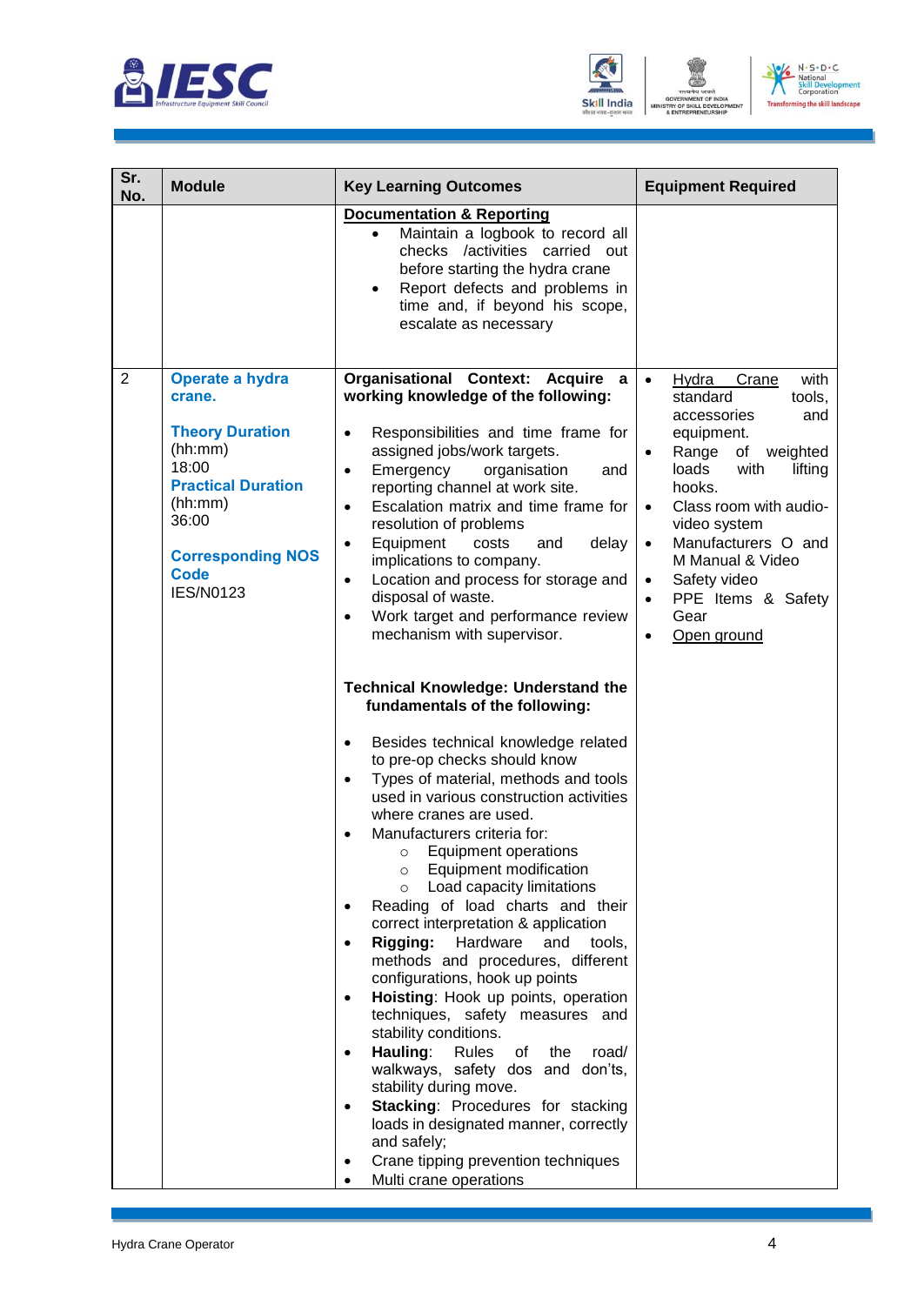| Sr. No. | Module | Key Learning Outcomes | Equipment Required |
|---|---|---|---|
| | | **Documentation & Reporting**<br>• Maintain a logbook to record all checks /activities carried out before starting the hydra crane<br>• Report defects and problems in time and, if beyond his scope, escalate as necessary | |
| 2 | **Operate a hydra crane.**<br><br>**Theory Duration** (hh:mm)<br>18:00<br>**Practical Duration** (hh:mm)<br>36:00<br><br>**Corresponding NOS Code**<br>IES/N0123 | **Organisational Context: Acquire a working knowledge of the following:**<br>• Responsibilities and time frame for assigned jobs/work targets.<br>• Emergency organisation and reporting channel at work site.<br>• Escalation matrix and time frame for resolution of problems<br>• Equipment costs and delay implications to company.<br>• Location and process for storage and disposal of waste.<br>• Work target and performance review mechanism with supervisor.<br><br>**Technical Knowledge: Understand the fundamentals of the following:**<br>• Besides technical knowledge related to pre-op checks should know<br>• Types of material, methods and tools used in various construction activities where cranes are used.<br>• Manufacturers criteria for:<br>  ○ Equipment operations<br>  ○ Equipment modification<br>  ○ Load capacity limitations<br>• Reading of load charts and their correct interpretation & application<br>• **Rigging:** Hardware and tools, methods and procedures, different configurations, hook up points<br>• **Hoisting**: Hook up points, operation techniques, safety measures and stability conditions.<br>• **Hauling**: Rules of the road/ walkways, safety dos and don'ts, stability during move.<br>• **Stacking**: Procedures for stacking loads in designated manner, correctly and safely;<br>• Crane tipping prevention techniques<br>• Multi crane operations | • Hydra Crane with standard tools, accessories and equipment.<br>• Range of weighted loads with lifting hooks.<br>• Class room with audio-video system<br>• Manufacturers O and M Manual & Video<br>• Safety video<br>• PPE Items & Safety Gear<br>• Open ground |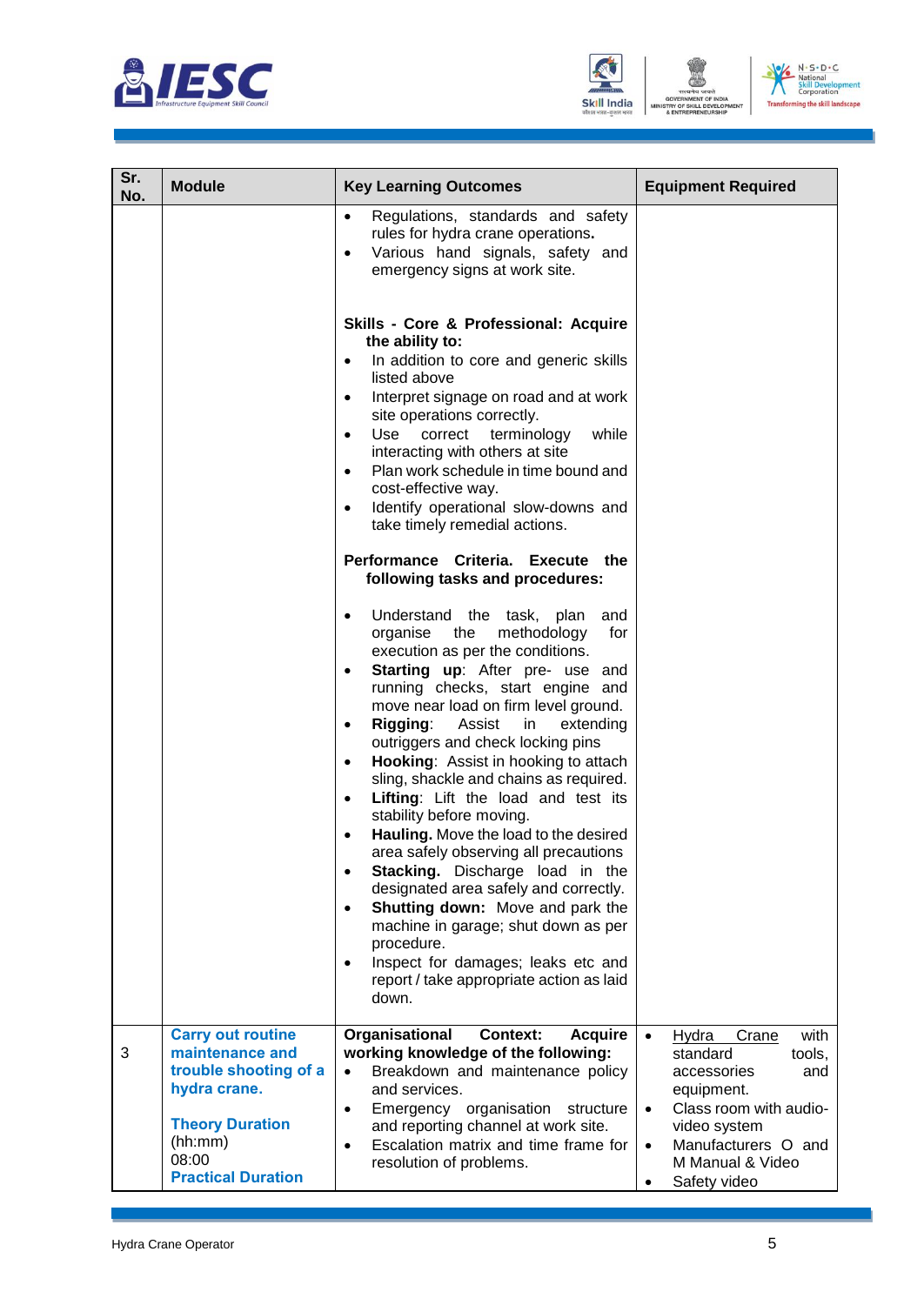| Sr. No. | Module | Key Learning Outcomes | Equipment Required |
|---|---|---|---|
| | | • Regulations, standards and safety rules for hydra crane operations.<br>• Various hand signals, safety and emergency signs at work site.<br><br>**Skills - Core & Professional: Acquire the ability to:**<br>• In addition to core and generic skills listed above<br>• Interpret signage on road and at work site operations correctly.<br>• Use correct terminology while interacting with others at site<br>• Plan work schedule in time bound and cost-effective way.<br>• Identify operational slow-downs and take timely remedial actions.<br><br>**Performance Criteria. Execute the following tasks and procedures:**<br><br>• Understand the task, plan and organise the methodology for execution as per the conditions.<br>• **Starting up**: After pre- use and running checks, start engine and move near load on firm level ground.<br>• **Rigging**: Assist in extending outriggers and check locking pins<br>• **Hooking**: Assist in hooking to attach sling, shackle and chains as required.<br>• **Lifting**: Lift the load and test its stability before moving.<br>• **Hauling.** Move the load to the desired area safely observing all precautions<br>• **Stacking.** Discharge load in the designated area safely and correctly.<br>• **Shutting down:** Move and park the machine in garage; shut down as per procedure.<br>• Inspect for damages; leaks etc and report / take appropriate action as laid down. | |
| 3 | **Carry out routine maintenance and trouble shooting of a hydra crane.**<br><br>**Theory Duration**<br>(hh:mm)<br>08:00<br>**Practical Duration** | **Organisational Context: Acquire working knowledge of the following:**<br>• Breakdown and maintenance policy and services.<br>• Emergency organisation structure and reporting channel at work site.<br>• Escalation matrix and time frame for resolution of problems. | • Hydra Crane with standard tools, accessories and equipment.<br>• Class room with audio-video system<br>• Manufacturers O and M Manual & Video<br>• Safety video |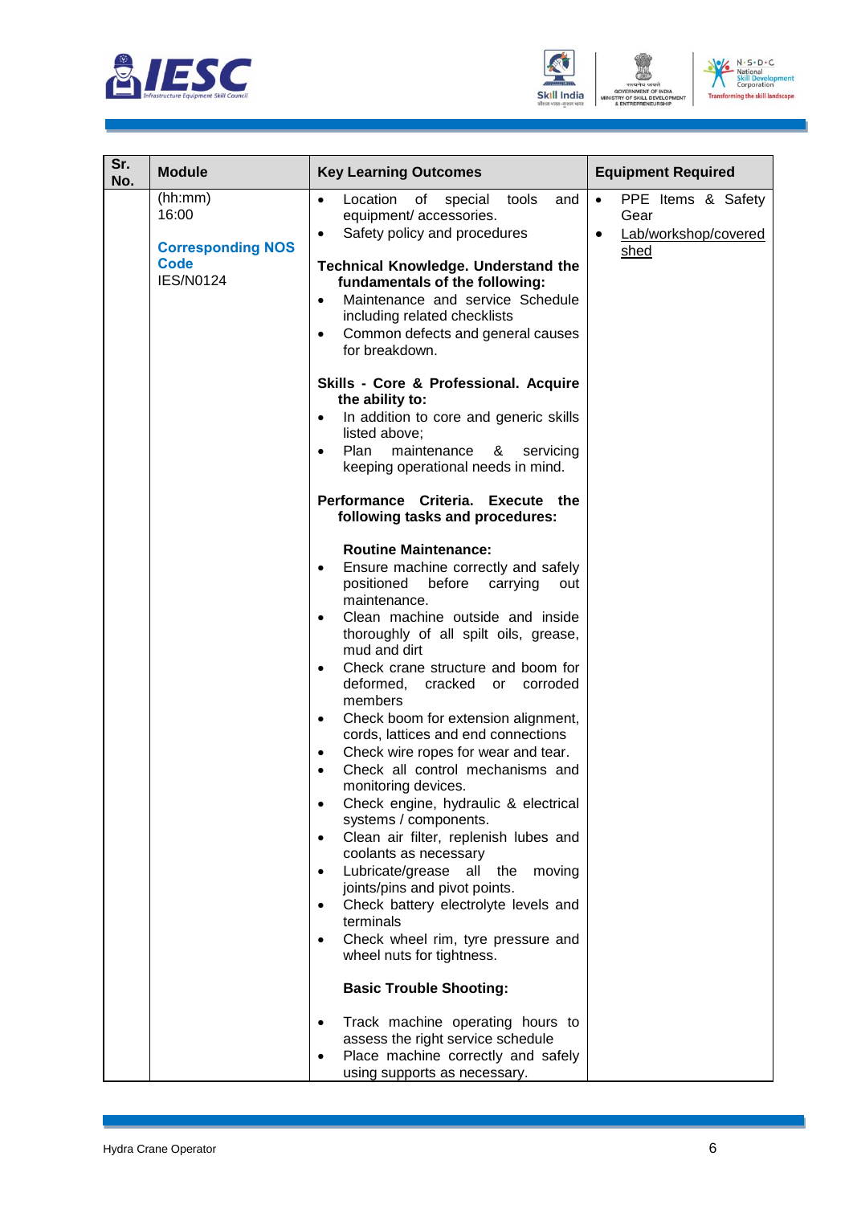| Sr. No. | Module | Key Learning Outcomes | Equipment Required |
|---|---|---|---|
| | (hh:mm) 16:00<br><br>**Corresponding NOS Code**<br>IES/N0124 | • Location of special tools and equipment/ accessories.<br>• Safety policy and procedures<br><br>**Technical Knowledge. Understand the fundamentals of the following:**<br>• Maintenance and service Schedule including related checklists<br>• Common defects and general causes for breakdown.<br><br>**Skills - Core & Professional. Acquire the ability to:**<br>• In addition to core and generic skills listed above;<br>• Plan maintenance & servicing keeping operational needs in mind.<br><br>**Performance Criteria. Execute the following tasks and procedures:**<br><br>**Routine Maintenance:**<br>• Ensure machine correctly and safely positioned before carrying out maintenance.<br>• Clean machine outside and inside thoroughly of all spilt oils, grease, mud and dirt<br>• Check crane structure and boom for deformed, cracked or corroded members<br>• Check boom for extension alignment, cords, lattices and end connections<br>• Check wire ropes for wear and tear.<br>• Check all control mechanisms and monitoring devices.<br>• Check engine, hydraulic & electrical systems / components.<br>• Clean air filter, replenish lubes and coolants as necessary<br>• Lubricate/grease all the moving joints/pins and pivot points.<br>• Check battery electrolyte levels and terminals<br>• Check wheel rim, tyre pressure and wheel nuts for tightness.<br><br>**Basic Trouble Shooting:**<br><br>• Track machine operating hours to assess the right service schedule<br>• Place machine correctly and safely using supports as necessary. | • PPE Items & Safety Gear<br>• Lab/workshop/covered shed |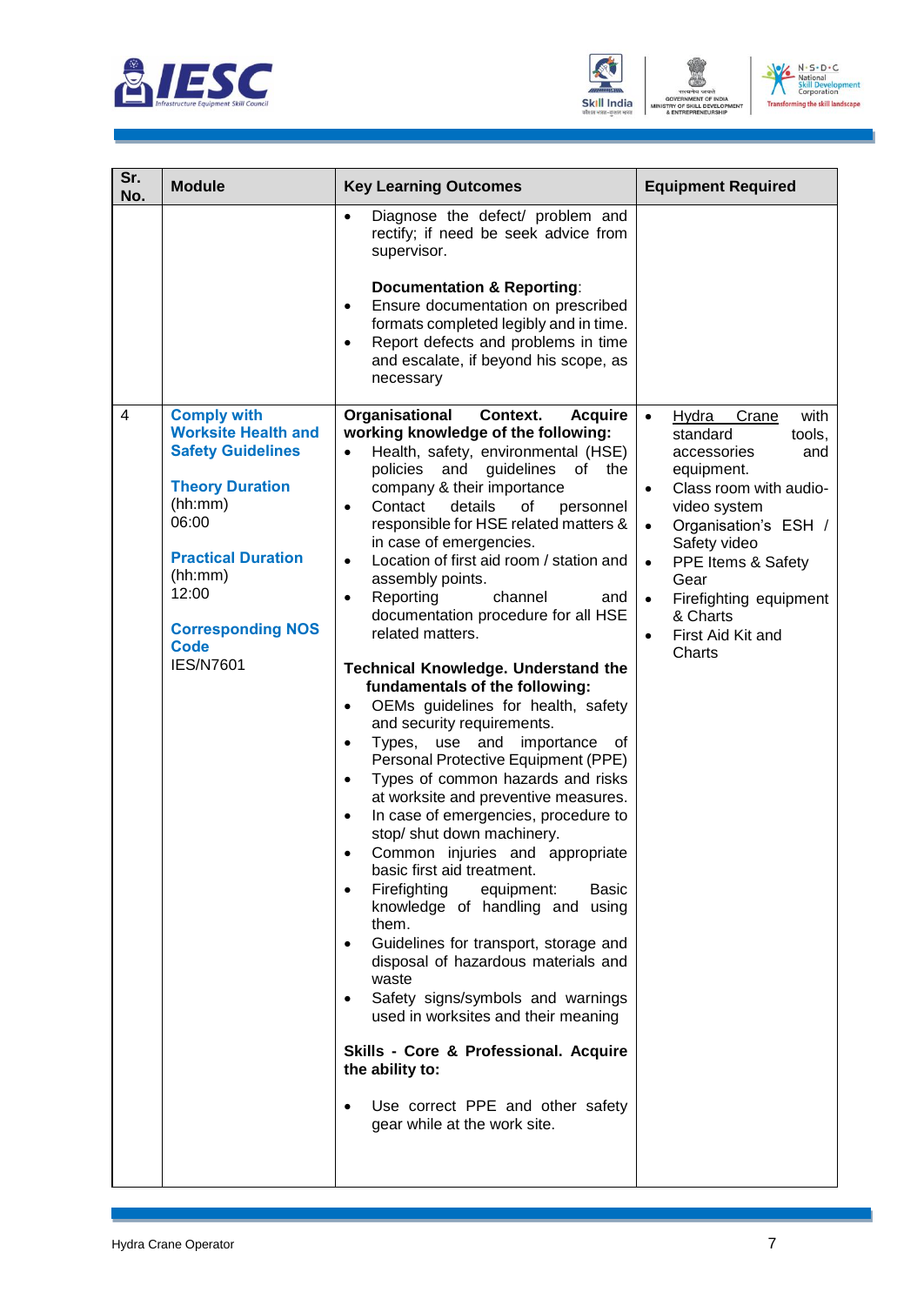| Sr. No. | Module | Key Learning Outcomes | Equipment Required |
|---|---|---|---|
| | | • Diagnose the defect/ problem and rectify; if need be seek advice from supervisor.<br><br>**Documentation & Reporting**:<br>• Ensure documentation on prescribed formats completed legibly and in time.<br>• Report defects and problems in time and escalate, if beyond his scope, as necessary | |
| 4 | **Comply with Worksite Health and Safety Guidelines**<br><br>**Theory Duration** (hh:mm)<br>06:00<br><br>**Practical Duration** (hh:mm)<br>12:00<br><br>**Corresponding NOS Code**<br>IES/N7601 | **Organisational Context. Acquire working knowledge of the following:**<br>• Health, safety, environmental (HSE) policies and guidelines of the company & their importance<br>• Contact details of personnel responsible for HSE related matters & in case of emergencies.<br>• Location of first aid room / station and assembly points.<br>• Reporting channel and documentation procedure for all HSE related matters.<br><br>**Technical Knowledge. Understand the fundamentals of the following:**<br>• OEMs guidelines for health, safety and security requirements.<br>• Types, use and importance of Personal Protective Equipment (PPE)<br>• Types of common hazards and risks at worksite and preventive measures.<br>• In case of emergencies, procedure to stop/ shut down machinery.<br>• Common injuries and appropriate basic first aid treatment.<br>• Firefighting equipment: Basic knowledge of handling and using them.<br>• Guidelines for transport, storage and disposal of hazardous materials and waste<br>• Safety signs/symbols and warnings used in worksites and their meaning<br><br>**Skills - Core & Professional. Acquire the ability to:**<br><br>• Use correct PPE and other safety gear while at the work site. | • Hydra Crane with standard tools, accessories and equipment.<br>• Class room with audio-video system<br>• Organisation's ESH / Safety video<br>• PPE Items & Safety Gear<br>• Firefighting equipment & Charts<br>• First Aid Kit and Charts |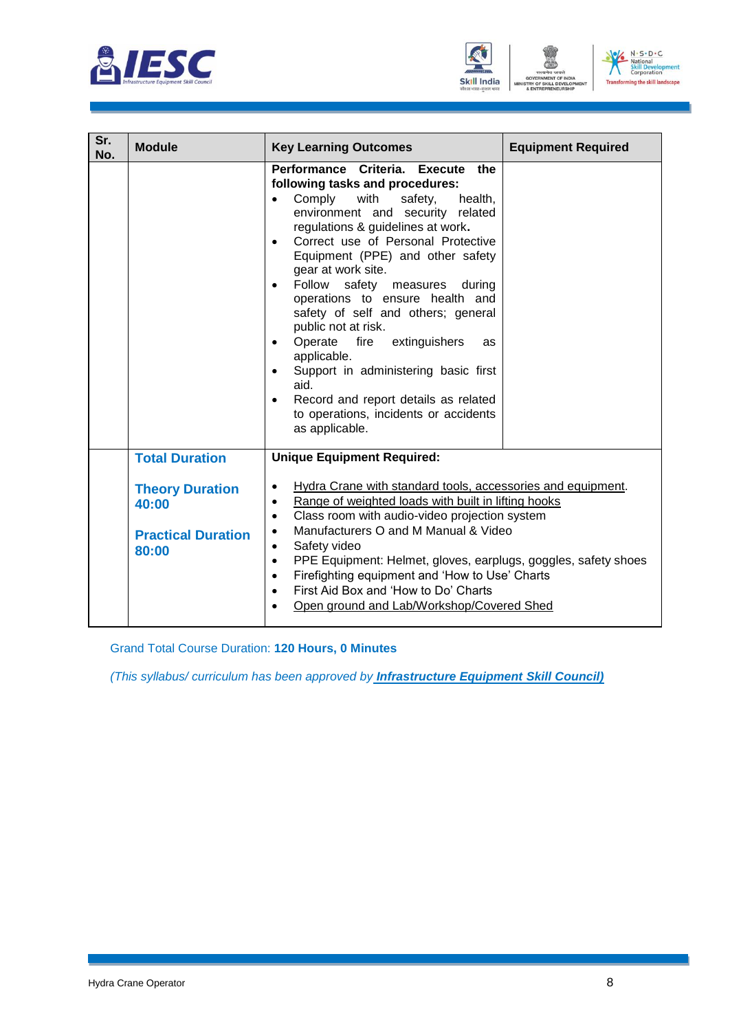| Sr. No. | Module | Key Learning Outcomes | Equipment Required |
|---|---|---|---|
| | | **Performance Criteria. Execute the following tasks and procedures:**<br>• Comply with safety, health, environment and security related regulations & guidelines at work.<br>• Correct use of Personal Protective Equipment (PPE) and other safety gear at work site.<br>• Follow safety measures during operations to ensure health and safety of self and others; general public not at risk.<br>• Operate fire extinguishers as applicable.<br>• Support in administering basic first aid.<br>• Record and report details as related to operations, incidents or accidents as applicable. | |
| | **Total Duration**<br><br>**Theory Duration 40:00**<br><br>**Practical Duration 80:00** | **Unique Equipment Required:**<br><br>• Hydra Crane with standard tools, accessories and equipment.<br>• Range of weighted loads with built in lifting hooks<br>• Class room with audio-video projection system<br>• Manufacturers O and M Manual & Video<br>• Safety video<br>• PPE Equipment: Helmet, gloves, earplugs, goggles, safety shoes<br>• Firefighting equipment and 'How to Use' Charts<br>• First Aid Box and 'How to Do' Charts<br>• Open ground and Lab/Workshop/Covered Shed | |

Grand Total Course Duration: **120 Hours, 0 Minutes**

*(This syllabus/ curriculum has been approved by* ***Infrastructure Equipment Skill Council)***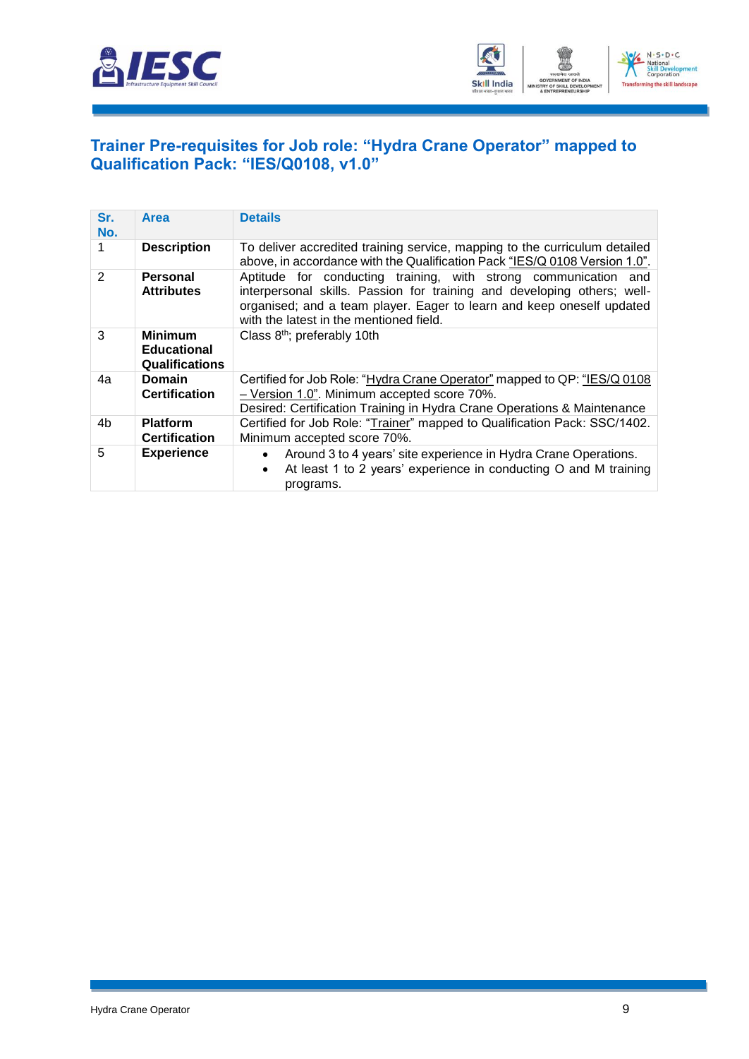## Trainer Pre-requisites for Job role: "Hydra Crane Operator" mapped to Qualification Pack: "IES/Q0108, v1.0"

| Sr. No. | Area | Details |
|---|---|---|
| 1 | **Description** | To deliver accredited training service, mapping to the curriculum detailed above, in accordance with the Qualification Pack "IES/Q 0108 Version 1.0". |
| 2 | **Personal Attributes** | Aptitude for conducting training, with strong communication and interpersonal skills. Passion for training and developing others; well-organised; and a team player. Eager to learn and keep oneself updated with the latest in the mentioned field. |
| 3 | **Minimum Educational Qualifications** | Class 8th; preferably 10th |
| 4a | **Domain Certification** | Certified for Job Role: "Hydra Crane Operator" mapped to QP: "IES/Q 0108 – Version 1.0". Minimum accepted score 70%. Desired: Certification Training in Hydra Crane Operations & Maintenance |
| 4b | **Platform Certification** | Certified for Job Role: "Trainer" mapped to Qualification Pack: SSC/1402. Minimum accepted score 70%. |
| 5 | **Experience** | • Around 3 to 4 years' site experience in Hydra Crane Operations.<br>• At least 1 to 2 years' experience in conducting O and M training programs. |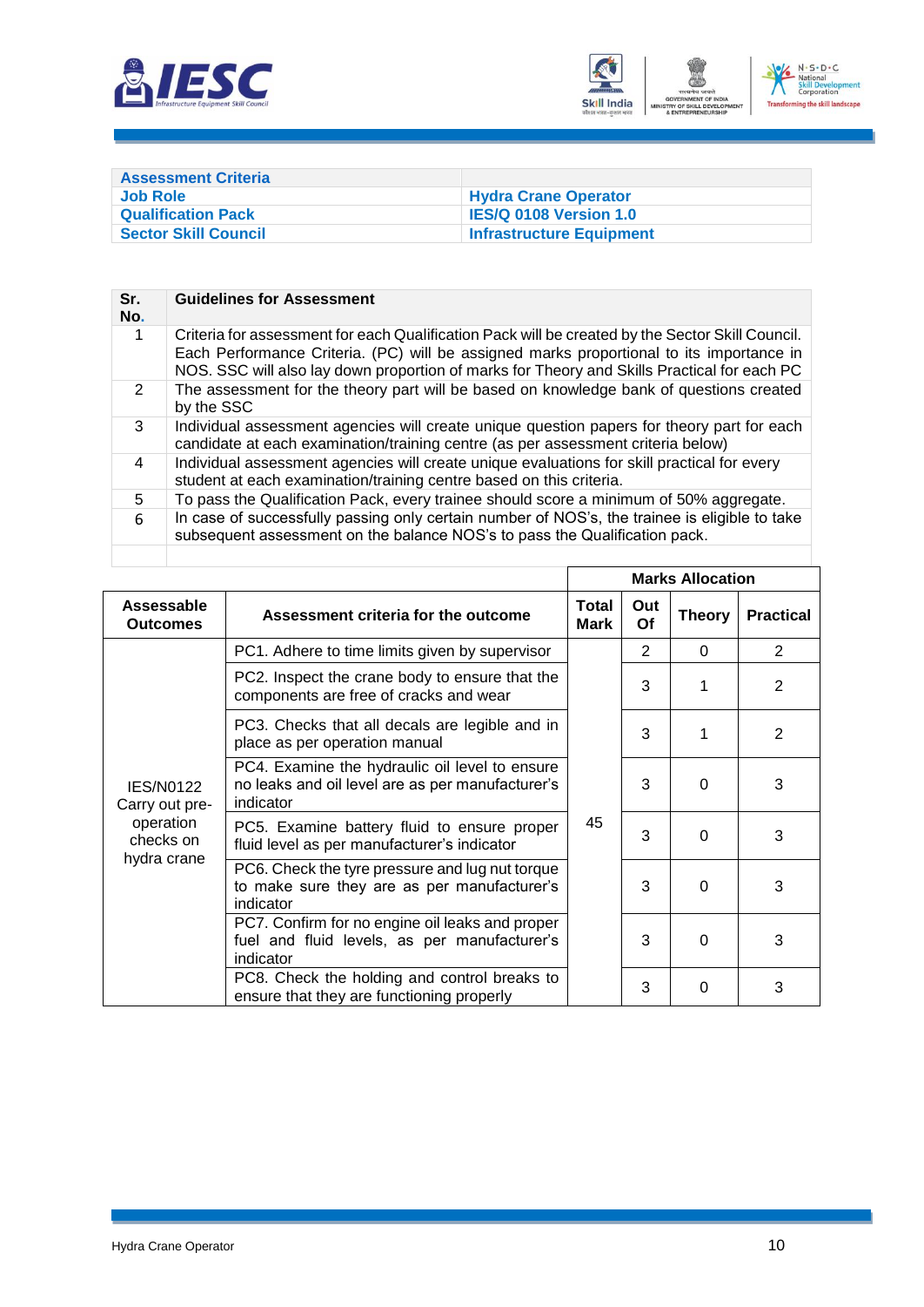| Assessment Criteria | |
|---|---|
| Job Role | Hydra Crane Operator |
| Qualification Pack | IES/Q 0108 Version 1.0 |
| Sector Skill Council | Infrastructure Equipment |

| Sr. No. | Guidelines for Assessment |
|---|---|
| 1 | Criteria for assessment for each Qualification Pack will be created by the Sector Skill Council. Each Performance Criteria. (PC) will be assigned marks proportional to its importance in NOS. SSC will also lay down proportion of marks for Theory and Skills Practical for each PC |
| 2 | The assessment for the theory part will be based on knowledge bank of questions created by the SSC |
| 3 | Individual assessment agencies will create unique question papers for theory part for each candidate at each examination/training centre (as per assessment criteria below) |
| 4 | Individual assessment agencies will create unique evaluations for skill practical for every student at each examination/training centre based on this criteria. |
| 5 | To pass the Qualification Pack, every trainee should score a minimum of 50% aggregate. |
| 6 | In case of successfully passing only certain number of NOS's, the trainee is eligible to take subsequent assessment on the balance NOS's to pass the Qualification pack. |
| | |

| | | Marks Allocation | | | |
|---|---|---|---|---|---|
| Assessable Outcomes | Assessment criteria for the outcome | Total Mark | Out Of | Theory | Practical |
| IES/N0122 Carry out pre-operation checks on hydra crane | PC1. Adhere to time limits given by supervisor | 45 | 2 | 0 | 2 |
| | PC2. Inspect the crane body to ensure that the components are free of cracks and wear | | 3 | 1 | 2 |
| | PC3. Checks that all decals are legible and in place as per operation manual | | 3 | 1 | 2 |
| | PC4. Examine the hydraulic oil level to ensure no leaks and oil level are as per manufacturer's indicator | | 3 | 0 | 3 |
| | PC5. Examine battery fluid to ensure proper fluid level as per manufacturer's indicator | | 3 | 0 | 3 |
| | PC6. Check the tyre pressure and lug nut torque to make sure they are as per manufacturer's indicator | | 3 | 0 | 3 |
| | PC7. Confirm for no engine oil leaks and proper fuel and fluid levels, as per manufacturer's indicator | | 3 | 0 | 3 |
| | PC8. Check the holding and control breaks to ensure that they are functioning properly | | 3 | 0 | 3 |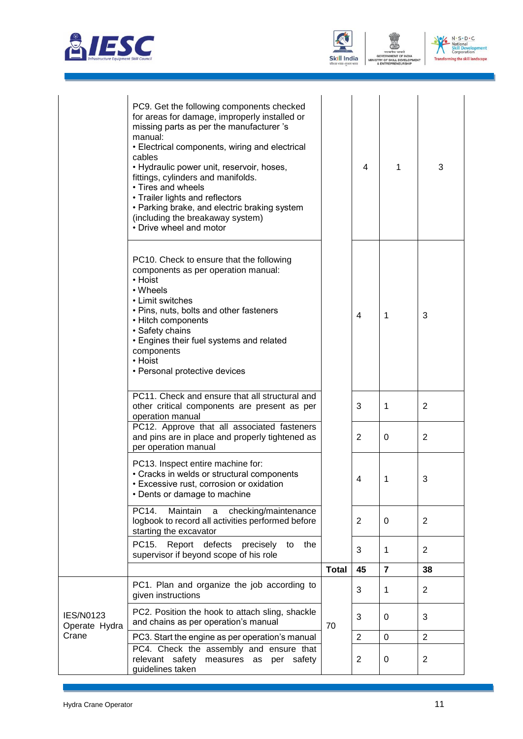| | | | | | |
|---|---|---|---|---|---|
| | PC9. Get the following components checked for areas for damage, improperly installed or missing parts as per the manufacturer 's manual:<br>• Electrical components, wiring and electrical cables<br>• Hydraulic power unit, reservoir, hoses, fittings, cylinders and manifolds.<br>• Tires and wheels<br>• Trailer lights and reflectors<br>• Parking brake, and electric braking system (including the breakaway system)<br>• Drive wheel and motor | | 4 | 1 | 3 |
| | PC10. Check to ensure that the following components as per operation manual:<br>• Hoist<br>• Wheels<br>• Limit switches<br>• Pins, nuts, bolts and other fasteners<br>• Hitch components<br>• Safety chains<br>• Engines their fuel systems and related components<br>• Hoist<br>• Personal protective devices | | 4 | 1 | 3 |
| | PC11. Check and ensure that all structural and other critical components are present as per operation manual | | 3 | 1 | 2 |
| | PC12. Approve that all associated fasteners and pins are in place and properly tightened as per operation manual | | 2 | 0 | 2 |
| | PC13. Inspect entire machine for:<br>• Cracks in welds or structural components<br>• Excessive rust, corrosion or oxidation<br>• Dents or damage to machine | | 4 | 1 | 3 |
| | PC14. Maintain a checking/maintenance logbook to record all activities performed before starting the excavator | | 2 | 0 | 2 |
| | PC15. Report defects precisely to the supervisor if beyond scope of his role | | 3 | 1 | 2 |
| | | **Total** | **45** | **7** | **38** |
| IES/N0123 Operate Hydra Crane | PC1. Plan and organize the job according to given instructions | 70 | 3 | 1 | 2 |
| | PC2. Position the hook to attach sling, shackle and chains as per operation's manual | | 3 | 0 | 3 |
| | PC3. Start the engine as per operation's manual | | 2 | 0 | 2 |
| | PC4. Check the assembly and ensure that relevant safety measures as per safety guidelines taken | | 2 | 0 | 2 |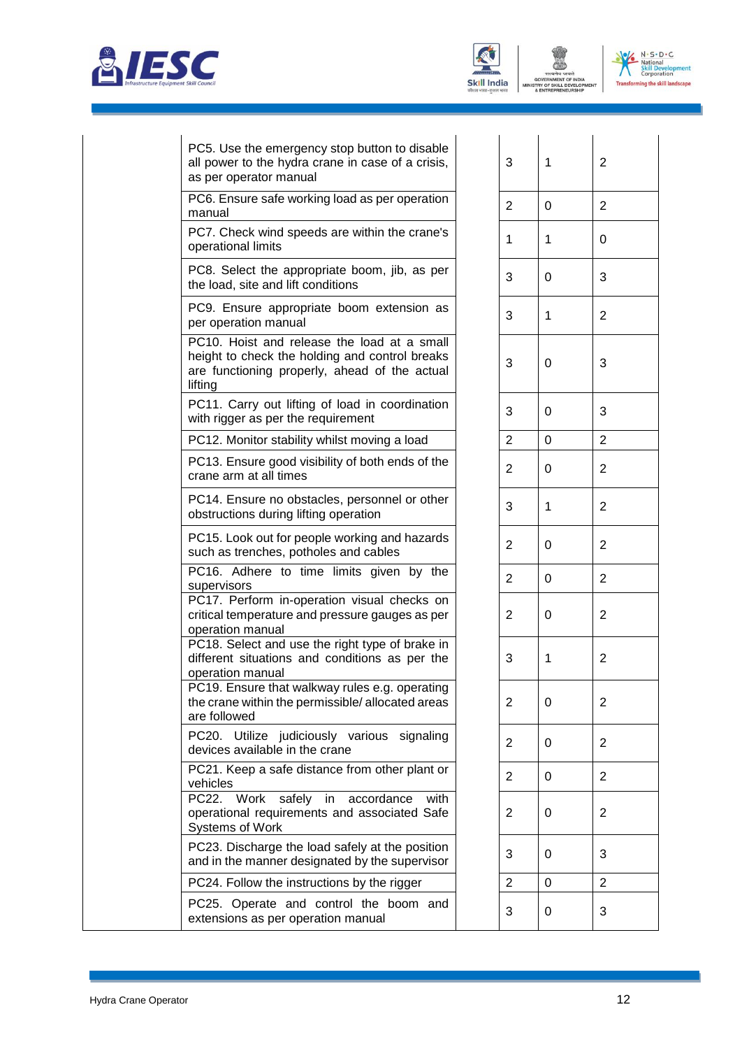| | | | | | |
|---|---|---|---|---|---|
| | PC5. Use the emergency stop button to disable all power to the hydra crane in case of a crisis, as per operator manual | | 3 | 1 | 2 |
| | PC6. Ensure safe working load as per operation manual | | 2 | 0 | 2 |
| | PC7. Check wind speeds are within the crane's operational limits | | 1 | 1 | 0 |
| | PC8. Select the appropriate boom, jib, as per the load, site and lift conditions | | 3 | 0 | 3 |
| | PC9. Ensure appropriate boom extension as per operation manual | | 3 | 1 | 2 |
| | PC10. Hoist and release the load at a small height to check the holding and control breaks are functioning properly, ahead of the actual lifting | | 3 | 0 | 3 |
| | PC11. Carry out lifting of load in coordination with rigger as per the requirement | | 3 | 0 | 3 |
| | PC12. Monitor stability whilst moving a load | | 2 | 0 | 2 |
| | PC13. Ensure good visibility of both ends of the crane arm at all times | | 2 | 0 | 2 |
| | PC14. Ensure no obstacles, personnel or other obstructions during lifting operation | | 3 | 1 | 2 |
| | PC15. Look out for people working and hazards such as trenches, potholes and cables | | 2 | 0 | 2 |
| | PC16. Adhere to time limits given by the supervisors | | 2 | 0 | 2 |
| | PC17. Perform in-operation visual checks on critical temperature and pressure gauges as per operation manual | | 2 | 0 | 2 |
| | PC18. Select and use the right type of brake in different situations and conditions as per the operation manual | | 3 | 1 | 2 |
| | PC19. Ensure that walkway rules e.g. operating the crane within the permissible/ allocated areas are followed | | 2 | 0 | 2 |
| | PC20. Utilize judiciously various signaling devices available in the crane | | 2 | 0 | 2 |
| | PC21. Keep a safe distance from other plant or vehicles | | 2 | 0 | 2 |
| | PC22. Work safely in accordance with operational requirements and associated Safe Systems of Work | | 2 | 0 | 2 |
| | PC23. Discharge the load safely at the position and in the manner designated by the supervisor | | 3 | 0 | 3 |
| | PC24. Follow the instructions by the rigger | | 2 | 0 | 2 |
| | PC25. Operate and control the boom and extensions as per operation manual | | 3 | 0 | 3 |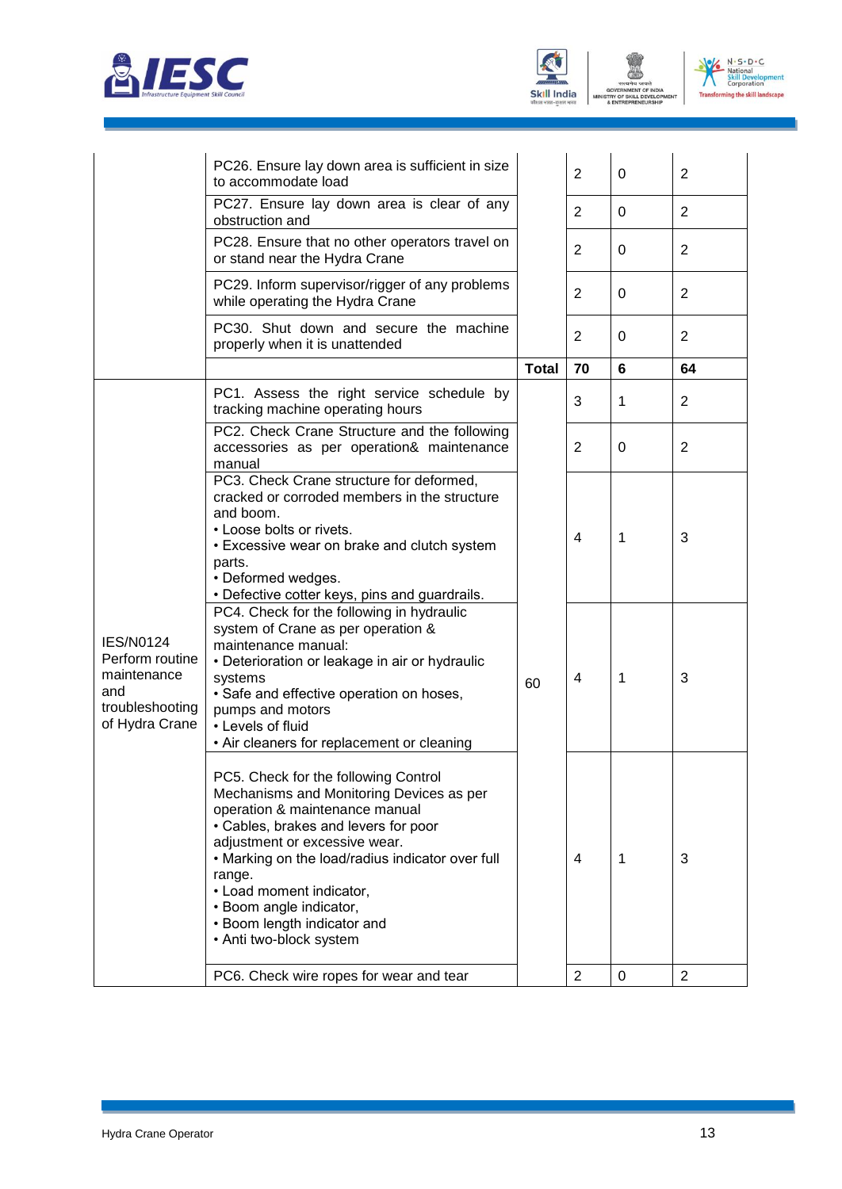| | | | | | |
|---|---|---|---|---|---|
| | PC26. Ensure lay down area is sufficient in size to accommodate load | | 2 | 0 | 2 |
| | PC27. Ensure lay down area is clear of any obstruction and | | 2 | 0 | 2 |
| | PC28. Ensure that no other operators travel on or stand near the Hydra Crane | | 2 | 0 | 2 |
| | PC29. Inform supervisor/rigger of any problems while operating the Hydra Crane | | 2 | 0 | 2 |
| | PC30. Shut down and secure the machine properly when it is unattended | | 2 | 0 | 2 |
| | | **Total** | **70** | **6** | **64** |
| IES/N0124 Perform routine maintenance and troubleshooting of Hydra Crane | PC1. Assess the right service schedule by tracking machine operating hours | 60 | 3 | 1 | 2 |
| | PC2. Check Crane Structure and the following accessories as per operation& maintenance manual | | 2 | 0 | 2 |
| | PC3. Check Crane structure for deformed, cracked or corroded members in the structure and boom. • Loose bolts or rivets. • Excessive wear on brake and clutch system parts. • Deformed wedges. • Defective cotter keys, pins and guardrails. | | 4 | 1 | 3 |
| | PC4. Check for the following in hydraulic system of Crane as per operation & maintenance manual: • Deterioration or leakage in air or hydraulic systems • Safe and effective operation on hoses, pumps and motors • Levels of fluid • Air cleaners for replacement or cleaning | | 4 | 1 | 3 |
| | PC5. Check for the following Control Mechanisms and Monitoring Devices as per operation & maintenance manual • Cables, brakes and levers for poor adjustment or excessive wear. • Marking on the load/radius indicator over full range. • Load moment indicator, • Boom angle indicator, • Boom length indicator and • Anti two-block system | | 4 | 1 | 3 |
| | PC6. Check wire ropes for wear and tear | | 2 | 0 | 2 |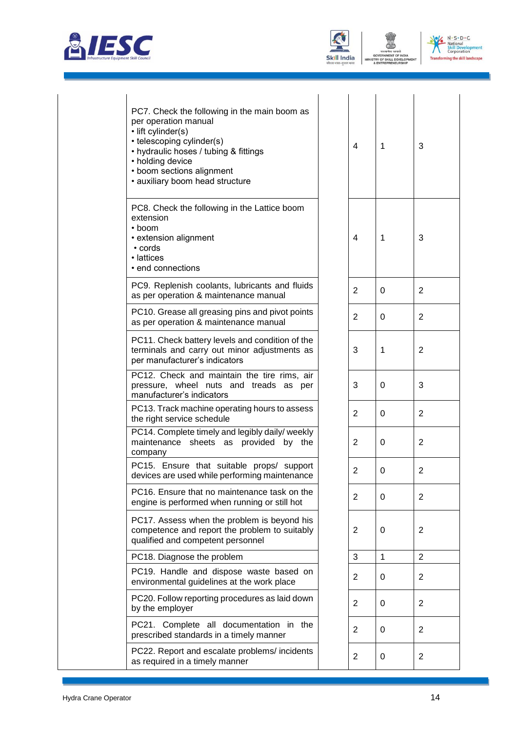| | | | | | |
|---|---|---|---|---|---|
| | PC7. Check the following in the main boom as per operation manual<br>• lift cylinder(s)<br>• telescoping cylinder(s)<br>• hydraulic hoses / tubing & fittings<br>• holding device<br>• boom sections alignment<br>• auxiliary boom head structure | | 4 | 1 | 3 |
| | PC8. Check the following in the Lattice boom extension<br>• boom<br>• extension alignment<br>• cords<br>• lattices<br>• end connections | | 4 | 1 | 3 |
| | PC9. Replenish coolants, lubricants and fluids as per operation & maintenance manual | | 2 | 0 | 2 |
| | PC10. Grease all greasing pins and pivot points as per operation & maintenance manual | | 2 | 0 | 2 |
| | PC11. Check battery levels and condition of the terminals and carry out minor adjustments as per manufacturer's indicators | | 3 | 1 | 2 |
| | PC12. Check and maintain the tire rims, air pressure, wheel nuts and treads as per manufacturer's indicators | | 3 | 0 | 3 |
| | PC13. Track machine operating hours to assess the right service schedule | | 2 | 0 | 2 |
| | PC14. Complete timely and legibly daily/ weekly maintenance sheets as provided by the company | | 2 | 0 | 2 |
| | PC15. Ensure that suitable props/ support devices are used while performing maintenance | | 2 | 0 | 2 |
| | PC16. Ensure that no maintenance task on the engine is performed when running or still hot | | 2 | 0 | 2 |
| | PC17. Assess when the problem is beyond his competence and report the problem to suitably qualified and competent personnel | | 2 | 0 | 2 |
| | PC18. Diagnose the problem | | 3 | 1 | 2 |
| | PC19. Handle and dispose waste based on environmental guidelines at the work place | | 2 | 0 | 2 |
| | PC20. Follow reporting procedures as laid down by the employer | | 2 | 0 | 2 |
| | PC21. Complete all documentation in the prescribed standards in a timely manner | | 2 | 0 | 2 |
| | PC22. Report and escalate problems/ incidents as required in a timely manner | | 2 | 0 | 2 |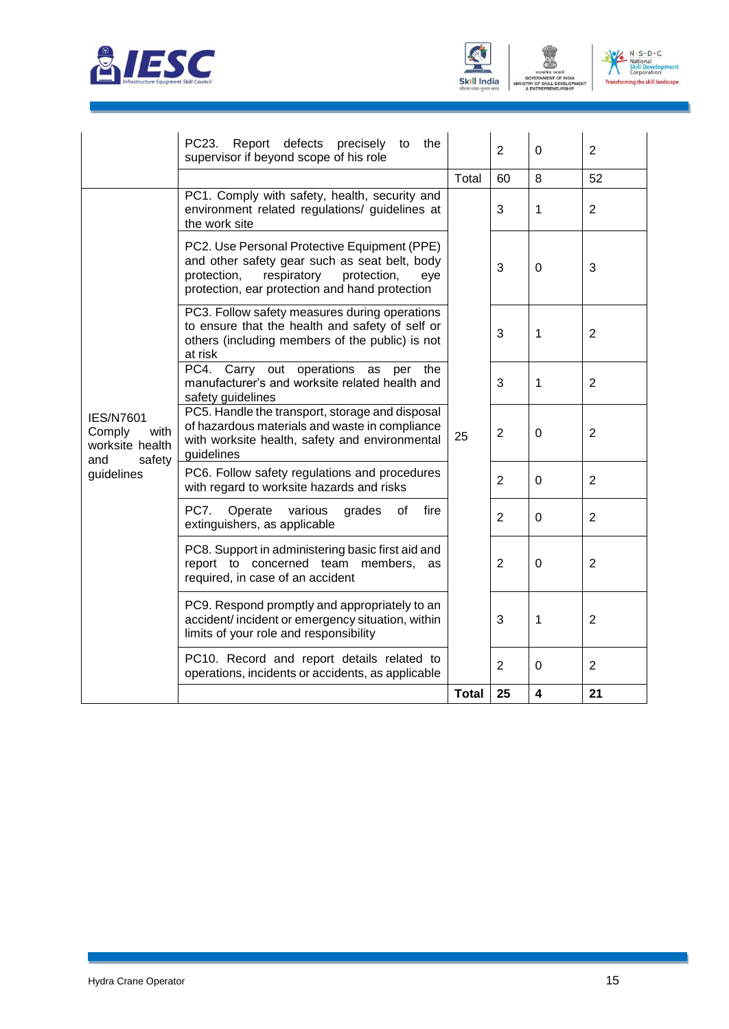| | | | | | |
|---|---|---|---|---|---|
| | PC23. Report defects precisely to the supervisor if beyond scope of his role | | 2 | 0 | 2 |
| | | Total | 60 | 8 | 52 |
| IES/N7601 Comply with worksite health and safety guidelines | PC1. Comply with safety, health, security and environment related regulations/ guidelines at the work site | 25 | 3 | 1 | 2 |
| | PC2. Use Personal Protective Equipment (PPE) and other safety gear such as seat belt, body protection, respiratory protection, eye protection, ear protection and hand protection | | 3 | 0 | 3 |
| | PC3. Follow safety measures during operations to ensure that the health and safety of self or others (including members of the public) is not at risk | | 3 | 1 | 2 |
| | PC4. Carry out operations as per the manufacturer's and worksite related health and safety guidelines | | 3 | 1 | 2 |
| | PC5. Handle the transport, storage and disposal of hazardous materials and waste in compliance with worksite health, safety and environmental guidelines | | 2 | 0 | 2 |
| | PC6. Follow safety regulations and procedures with regard to worksite hazards and risks | | 2 | 0 | 2 |
| | PC7. Operate various grades of fire extinguishers, as applicable | | 2 | 0 | 2 |
| | PC8. Support in administering basic first aid and report to concerned team members, as required, in case of an accident | | 2 | 0 | 2 |
| | PC9. Respond promptly and appropriately to an accident/ incident or emergency situation, within limits of your role and responsibility | | 3 | 1 | 2 |
| | PC10. Record and report details related to operations, incidents or accidents, as applicable | | 2 | 0 | 2 |
| | | **Total** | **25** | **4** | **21** |